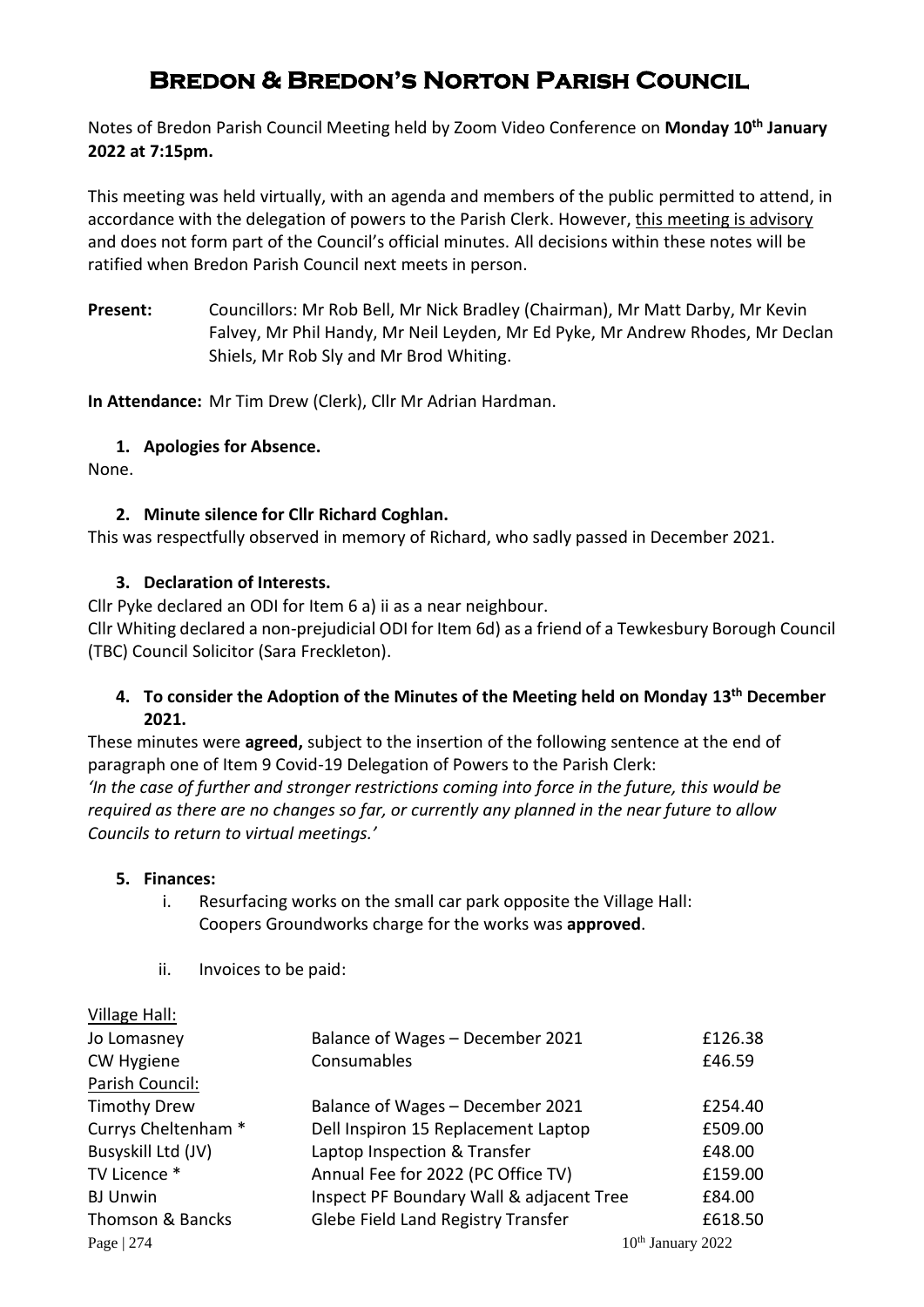# Bredon & Bredon's Norton Parish Council

Notes of Bredon Parish Council Meeting held by Zoom Video Conference on **Monday 10th January 2022 at 7:15pm.**

This meeting was held virtually, with an agenda and members of the public permitted to attend, in accordance with the delegation of powers to the Parish Clerk. However, this meeting is advisory and does not form part of the Council's official minutes. All decisions within these notes will be ratified when Bredon Parish Council next meets in person.

**Present:** Councillors: Mr Rob Bell, Mr Nick Bradley (Chairman), Mr Matt Darby, Mr Kevin Falvey, Mr Phil Handy, Mr Neil Leyden, Mr Ed Pyke, Mr Andrew Rhodes, Mr Declan Shiels, Mr Rob Sly and Mr Brod Whiting.

**In Attendance:** Mr Tim Drew (Clerk), Cllr Mr Adrian Hardman.

1. **Apologies for Absence.**

None.

2. **Minute silence for Cllr Richard Coghlan.**

This was respectfully observed in memory of Richard, who sadly passed in December 2021.

3. **Declaration of Interests.**

Cllr Pyke declared an ODI for Item 6 a) ii as a near neighbour.
Cllr Whiting declared a non-prejudicial ODI for Item 6d) as a friend of a Tewkesbury Borough Council (TBC) Council Solicitor (Sara Freckleton).

4. **To consider the Adoption of the Minutes of the Meeting held on Monday 13th December 2021.**

These minutes were **agreed,** subject to the insertion of the following sentence at the end of paragraph one of Item 9 Covid-19 Delegation of Powers to the Parish Clerk:
*'In the case of further and stronger restrictions coming into force in the future, this would be required as there are no changes so far, or currently any planned in the near future to allow Councils to return to virtual meetings.'*

5. **Finances:**
   i. Resurfacing works on the small car park opposite the Village Hall: Coopers Groundworks charge for the works was **approved**.

   ii. Invoices to be paid:

| | | |
|---|---|---|
| Village Hall: | | |
| Jo Lomasney | Balance of Wages – December 2021 | £126.38 |
| CW Hygiene | Consumables | £46.59 |
| Parish Council: | | |
| Timothy Drew | Balance of Wages – December 2021 | £254.40 |
| Currys Cheltenham * | Dell Inspiron 15 Replacement Laptop | £509.00 |
| Busyskill Ltd (JV) | Laptop Inspection & Transfer | £48.00 |
| TV Licence * | Annual Fee for 2022 (PC Office TV) | £159.00 |
| BJ Unwin | Inspect PF Boundary Wall & adjacent Tree | £84.00 |
| Thomson & Bancks | Glebe Field Land Registry Transfer | £618.50 |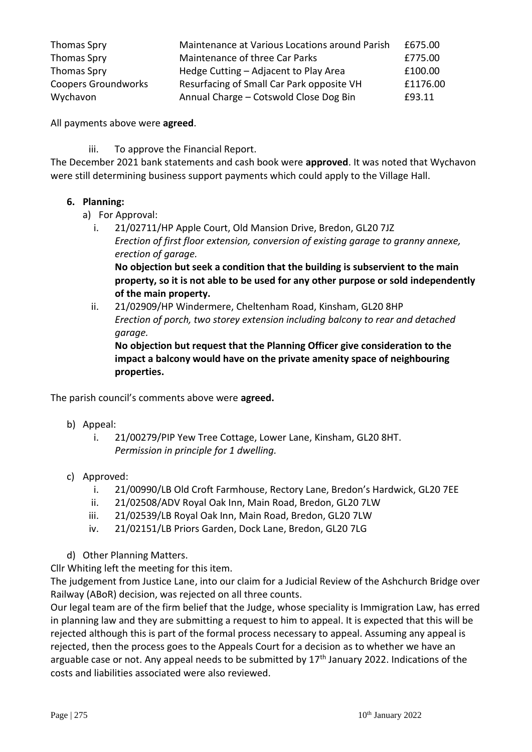| | | |
|---|---|---|
| Thomas Spry | Maintenance at Various Locations around Parish | £675.00 |
| Thomas Spry | Maintenance of three Car Parks | £775.00 |
| Thomas Spry | Hedge Cutting – Adjacent to Play Area | £100.00 |
| Coopers Groundworks | Resurfacing of Small Car Park opposite VH | £1176.00 |
| Wychavon | Annual Charge – Cotswold Close Dog Bin | £93.11 |

All payments above were **agreed**.

iii. To approve the Financial Report.

The December 2021 bank statements and cash book were **approved**. It was noted that Wychavon were still determining business support payments which could apply to the Village Hall.

**6. Planning:**

a) For Approval:

i. 21/02711/HP Apple Court, Old Mansion Drive, Bredon, GL20 7JZ
*Erection of first floor extension, conversion of existing garage to granny annexe, erection of garage.*
**No objection but seek a condition that the building is subservient to the main property, so it is not able to be used for any other purpose or sold independently of the main property.**

ii. 21/02909/HP Windermere, Cheltenham Road, Kinsham, GL20 8HP
*Erection of porch, two storey extension including balcony to rear and detached garage.*
**No objection but request that the Planning Officer give consideration to the impact a balcony would have on the private amenity space of neighbouring properties.**

The parish council's comments above were **agreed.**

b) Appeal:

i. 21/00279/PIP Yew Tree Cottage, Lower Lane, Kinsham, GL20 8HT.
*Permission in principle for 1 dwelling.*

c) Approved:

i. 21/00990/LB Old Croft Farmhouse, Rectory Lane, Bredon's Hardwick, GL20 7EE
ii. 21/02508/ADV Royal Oak Inn, Main Road, Bredon, GL20 7LW
iii. 21/02539/LB Royal Oak Inn, Main Road, Bredon, GL20 7LW
iv. 21/02151/LB Priors Garden, Dock Lane, Bredon, GL20 7LG

d) Other Planning Matters.

Cllr Whiting left the meeting for this item.

The judgement from Justice Lane, into our claim for a Judicial Review of the Ashchurch Bridge over Railway (ABoR) decision, was rejected on all three counts.

Our legal team are of the firm belief that the Judge, whose speciality is Immigration Law, has erred in planning law and they are submitting a request to him to appeal. It is expected that this will be rejected although this is part of the formal process necessary to appeal. Assuming any appeal is rejected, then the process goes to the Appeals Court for a decision as to whether we have an arguable case or not. Any appeal needs to be submitted by 17th January 2022. Indications of the costs and liabilities associated were also reviewed.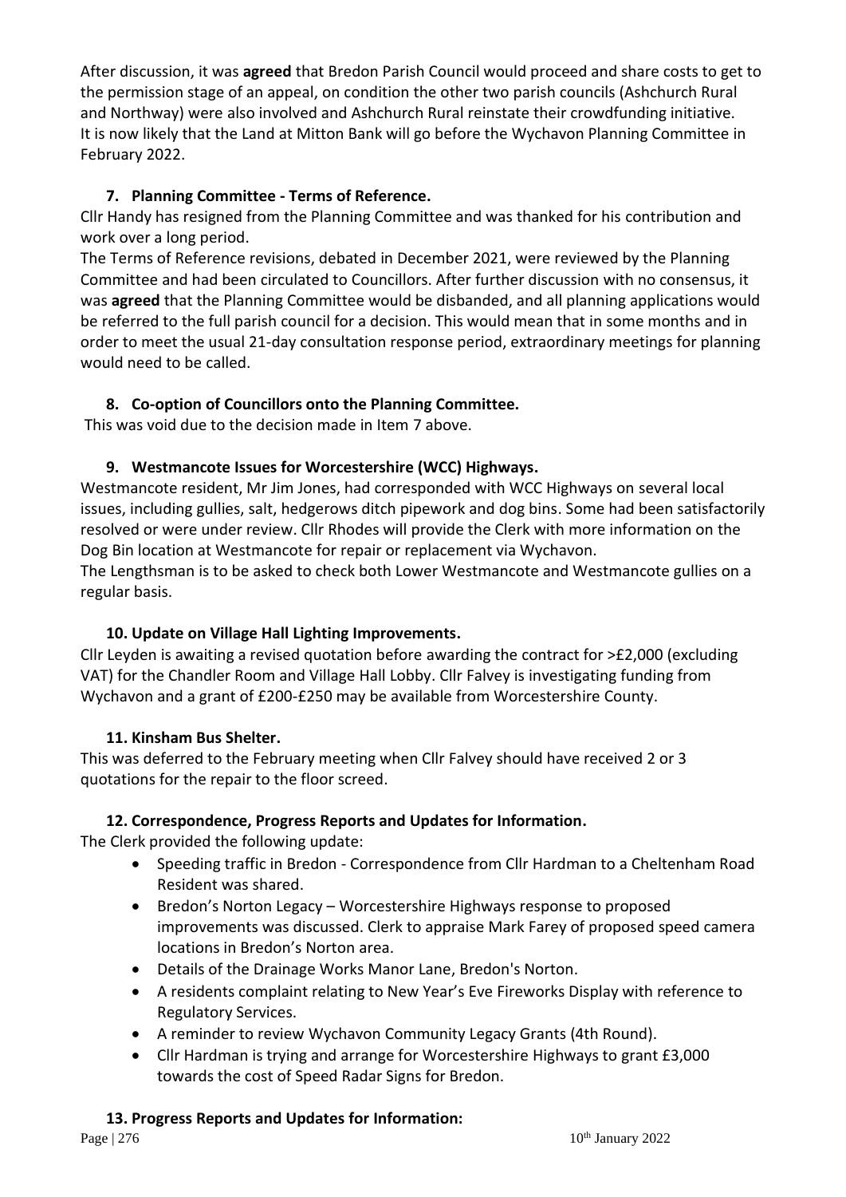After discussion, it was **agreed** that Bredon Parish Council would proceed and share costs to get to the permission stage of an appeal, on condition the other two parish councils (Ashchurch Rural and Northway) were also involved and Ashchurch Rural reinstate their crowdfunding initiative. It is now likely that the Land at Mitton Bank will go before the Wychavon Planning Committee in February 2022.

### 7. Planning Committee - Terms of Reference.

Cllr Handy has resigned from the Planning Committee and was thanked for his contribution and work over a long period.

The Terms of Reference revisions, debated in December 2021, were reviewed by the Planning Committee and had been circulated to Councillors. After further discussion with no consensus, it was **agreed** that the Planning Committee would be disbanded, and all planning applications would be referred to the full parish council for a decision. This would mean that in some months and in order to meet the usual 21-day consultation response period, extraordinary meetings for planning would need to be called.

### 8. Co-option of Councillors onto the Planning Committee.

This was void due to the decision made in Item 7 above.

### 9. Westmancote Issues for Worcestershire (WCC) Highways.

Westmancote resident, Mr Jim Jones, had corresponded with WCC Highways on several local issues, including gullies, salt, hedgerows ditch pipework and dog bins. Some had been satisfactorily resolved or were under review. Cllr Rhodes will provide the Clerk with more information on the Dog Bin location at Westmancote for repair or replacement via Wychavon.

The Lengthsman is to be asked to check both Lower Westmancote and Westmancote gullies on a regular basis.

### 10. Update on Village Hall Lighting Improvements.

Cllr Leyden is awaiting a revised quotation before awarding the contract for >£2,000 (excluding VAT) for the Chandler Room and Village Hall Lobby. Cllr Falvey is investigating funding from Wychavon and a grant of £200-£250 may be available from Worcestershire County.

### 11. Kinsham Bus Shelter.

This was deferred to the February meeting when Cllr Falvey should have received 2 or 3 quotations for the repair to the floor screed.

### 12. Correspondence, Progress Reports and Updates for Information.

The Clerk provided the following update:

- Speeding traffic in Bredon - Correspondence from Cllr Hardman to a Cheltenham Road Resident was shared.
- Bredon's Norton Legacy – Worcestershire Highways response to proposed improvements was discussed. Clerk to appraise Mark Farey of proposed speed camera locations in Bredon's Norton area.
- Details of the Drainage Works Manor Lane, Bredon's Norton.
- A residents complaint relating to New Year's Eve Fireworks Display with reference to Regulatory Services.
- A reminder to review Wychavon Community Legacy Grants (4th Round).
- Cllr Hardman is trying and arrange for Worcestershire Highways to grant £3,000 towards the cost of Speed Radar Signs for Bredon.

### 13. Progress Reports and Updates for Information: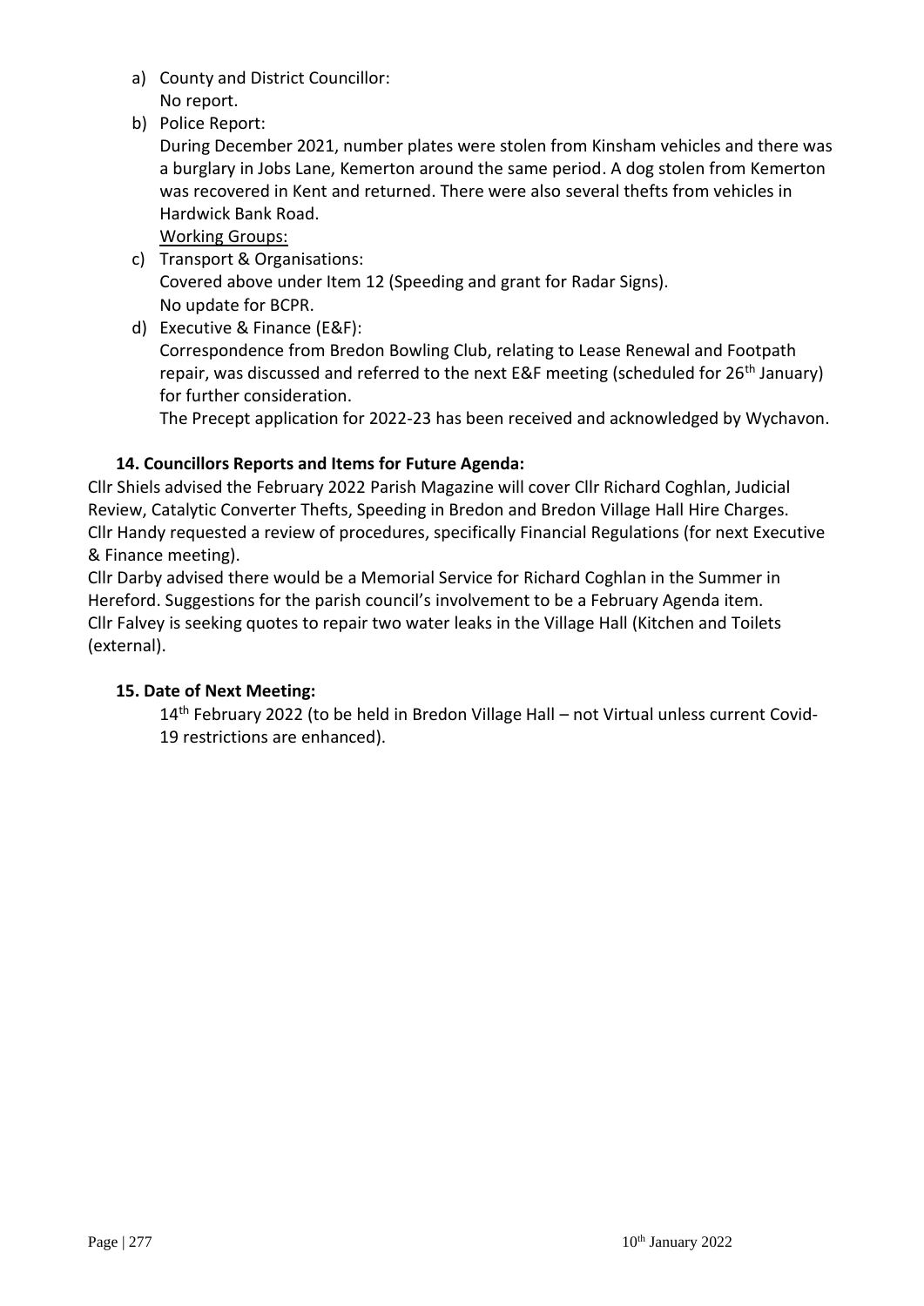a) County and District Councillor:
   No report.
b) Police Report:
   During December 2021, number plates were stolen from Kinsham vehicles and there was a burglary in Jobs Lane, Kemerton around the same period. A dog stolen from Kemerton was recovered in Kent and returned. There were also several thefts from vehicles in Hardwick Bank Road.
   Working Groups:
c) Transport & Organisations:
   Covered above under Item 12 (Speeding and grant for Radar Signs).
   No update for BCPR.
d) Executive & Finance (E&F):
   Correspondence from Bredon Bowling Club, relating to Lease Renewal and Footpath repair, was discussed and referred to the next E&F meeting (scheduled for 26th January) for further consideration.
   The Precept application for 2022-23 has been received and acknowledged by Wychavon.

### 14. Councillors Reports and Items for Future Agenda:

Cllr Shiels advised the February 2022 Parish Magazine will cover Cllr Richard Coghlan, Judicial Review, Catalytic Converter Thefts, Speeding in Bredon and Bredon Village Hall Hire Charges.
Cllr Handy requested a review of procedures, specifically Financial Regulations (for next Executive & Finance meeting).
Cllr Darby advised there would be a Memorial Service for Richard Coghlan in the Summer in Hereford. Suggestions for the parish council's involvement to be a February Agenda item.
Cllr Falvey is seeking quotes to repair two water leaks in the Village Hall (Kitchen and Toilets (external).

### 15. Date of Next Meeting:

14th February 2022 (to be held in Bredon Village Hall – not Virtual unless current Covid-19 restrictions are enhanced).